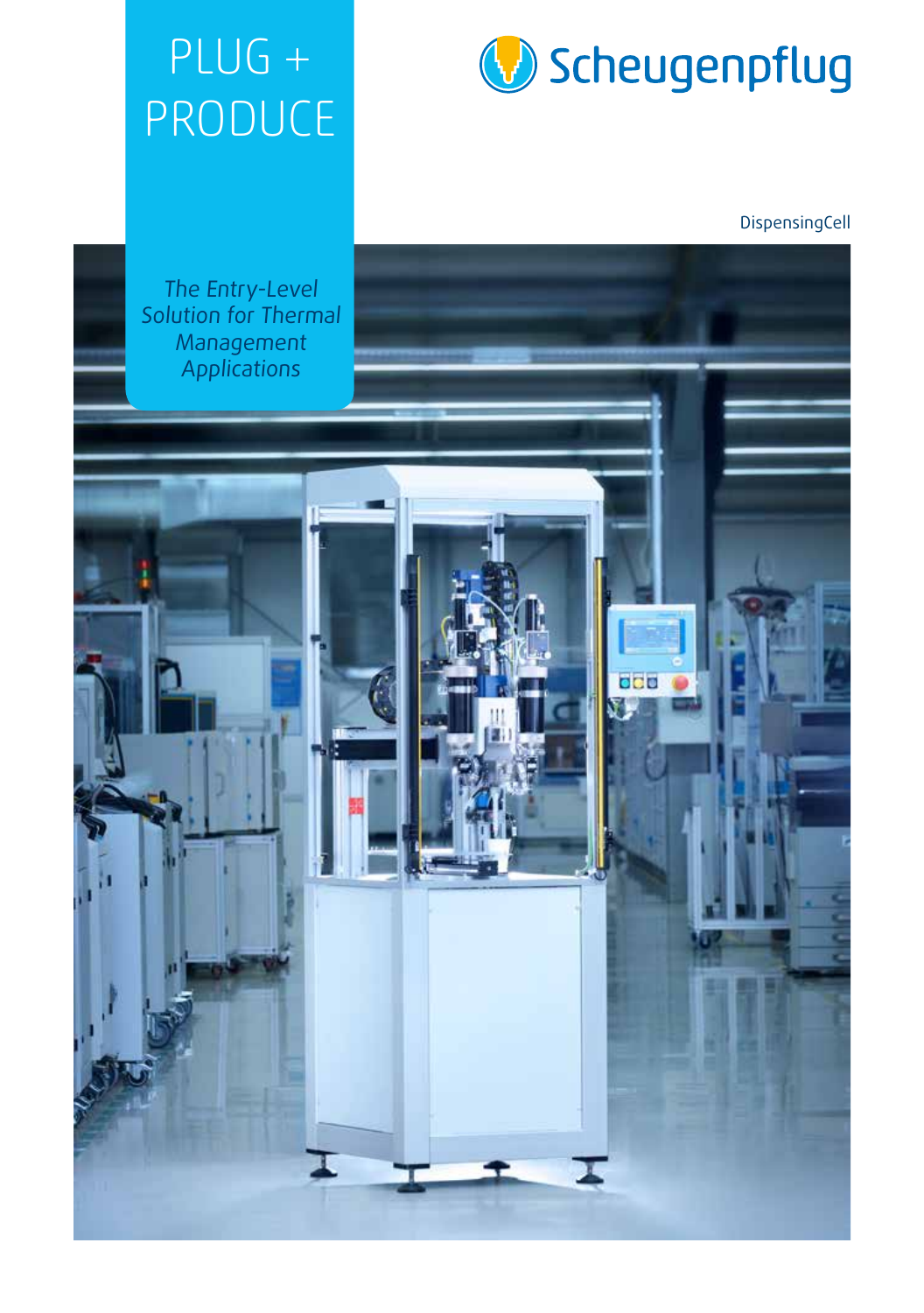# PLUG + PRODUCE

Scheugenpflug

DispensingCell

*The Entry-Level Solution for Thermal Management Applications*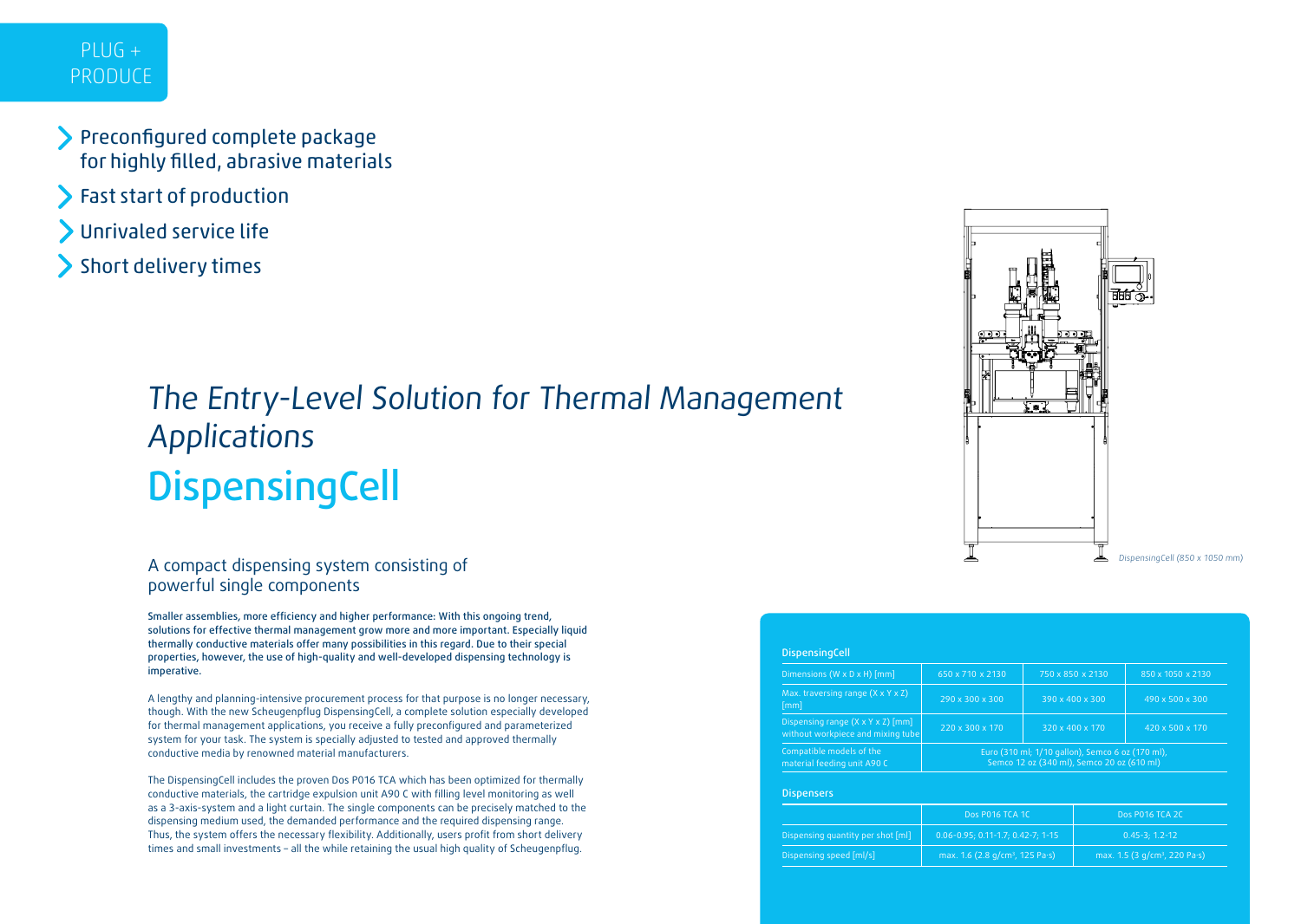PLUG + PRODUCE

- Preconfigured complete package for highly filled, abrasive materials
- Fast start of production
- Unrivaled service life
- Short delivery times

*The Entry-Level Solution for Thermal Management Applications*

# DispensingCell

*DispensingCell (850 x 1050 mm)*

## A compact dispensing system consisting of powerful single components

**Smaller assemblies, more efficiency and higher performance: With this ongoing trend, solutions for effective thermal management grow more and more important. Especially liquid thermally conductive materials offer many possibilities in this regard. Due to their special properties, however, the use of high-quality and well-developed dispensing technology is imperative.**

A lengthy and planning-intensive procurement process for that purpose is no longer necessary, though. With the new Scheugenpflug DispensingCell, a complete solution especially developed for thermal management applications, you receive a fully preconfigured and parameterized system for your task. The system is specially adjusted to tested and approved thermally conductive media by renowned material manufacturers.

The DispensingCell includes the proven Dos P016 TCA which has been optimized for thermally conductive materials, the cartridge expulsion unit A90 C with filling level monitoring as well as a 3-axis-system and a light curtain. The single components can be precisely matched to the dispensing medium used, the demanded performance and the required dispensing range. Thus, the system offers the necessary flexibility. Additionally, users profit from short delivery times and small investments – all the while retaining the usual high quality of Scheugenpflug.

### DispensingCell

| | | | |
|---|---|---|---|
| Dimensions (W x D x H) [mm] | 650 x 710 x 2130 | 750 x 850 x 2130 | 850 x 1050 x 2130 |
| Max. traversing range (X x Y x Z) [mm] | 290 x 300 x 300 | 390 x 400 x 300 | 490 x 500 x 300 |
| Dispensing range (X x Y x Z) [mm] without workpiece and mixing tube | 220 x 300 x 170 | 320 x 400 x 170 | 420 x 500 x 170 |
| Compatible models of the material feeding unit A90 C | Euro (310 ml; 1/10 gallon), Semco 6 oz (170 ml), Semco 12 oz (340 ml), Semco 20 oz (610 ml) | | |

### Dispensers

| | Dos P016 TCA 1C | Dos P016 TCA 2C |
|---|---|---|
| Dispensing quantity per shot [ml] | 0.06-0.95; 0.11-1.7; 0.42-7; 1-15 | 0.45-3; 1.2-12 |
| Dispensing speed [ml/s] | max. 1.6 (2.8 g/cm³, 125 Pa·s) | max. 1.5 (3 g/cm³, 220 Pa·s) |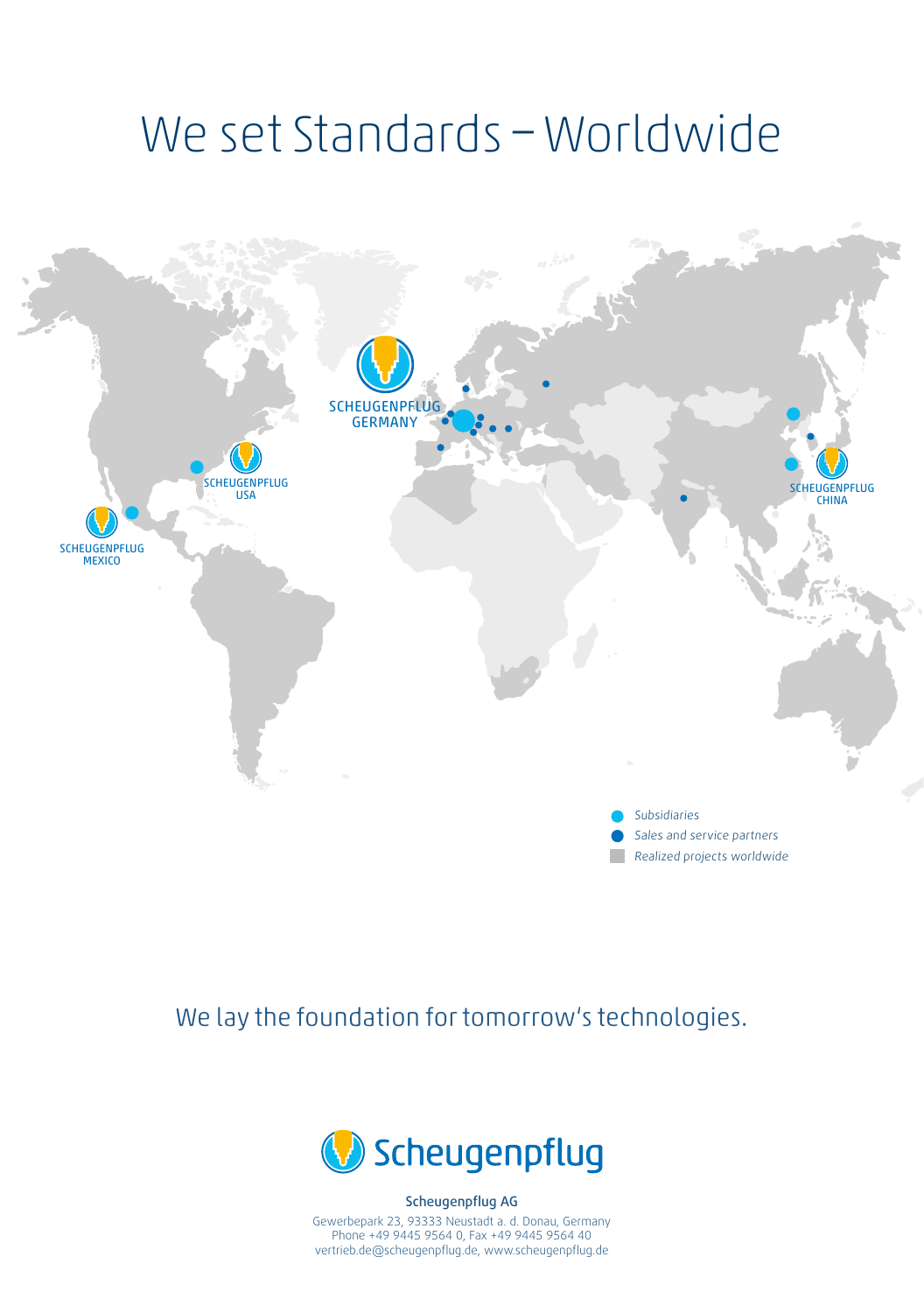# We set Standards – Worldwide

SCHEUGENPFLUG GERMANY

SCHEUGENPFLUG USA

SCHEUGENPFLUG MEXICO

SCHEUGENPFLUG CHINA

*Subsidiaries*

*Sales and service partners*

*Realized projects worldwide*

We lay the foundation for tomorrow's technologies.

Scheugenpflug

**Scheugenpflug AG**

Gewerbepark 23, 93333 Neustadt a. d. Donau, Germany
Phone +49 9445 9564 0, Fax +49 9445 9564 40
vertrieb.de@scheugenpflug.de, www.scheugenpflug.de